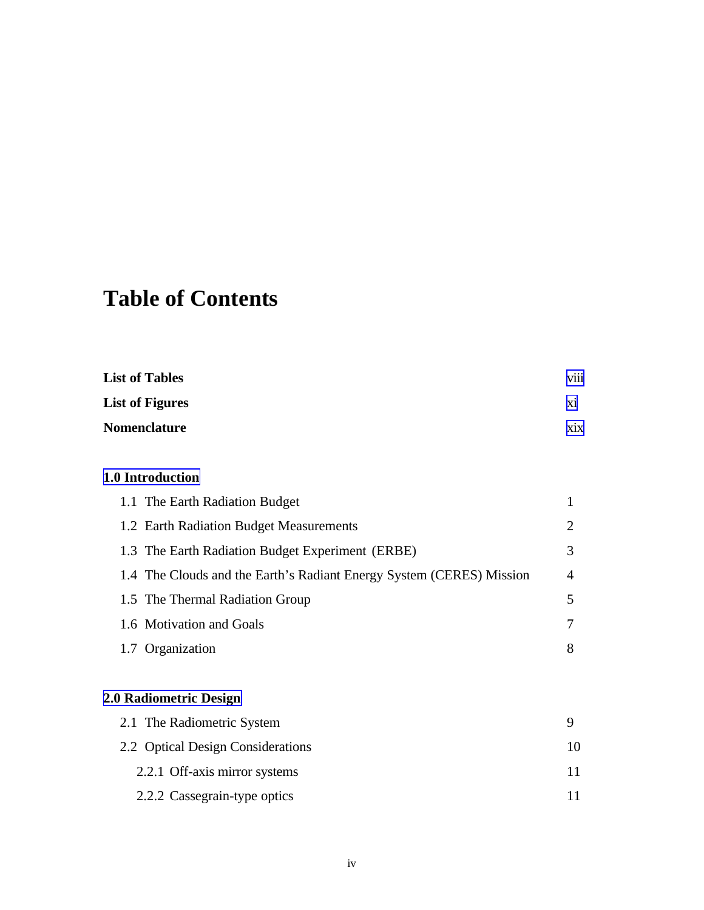# Table of Contents

| | |
|---|---|
| **List of Tables** | viii |
| **List of Figures** | xi |
| **Nomenclature** | xix |

**1.0 Introduction**

| | |
|---|---|
| 1.1 The Earth Radiation Budget | 1 |
| 1.2 Earth Radiation Budget Measurements | 2 |
| 1.3 The Earth Radiation Budget Experiment (ERBE) | 3 |
| 1.4 The Clouds and the Earth's Radiant Energy System (CERES) Mission | 4 |
| 1.5 The Thermal Radiation Group | 5 |
| 1.6 Motivation and Goals | 7 |
| 1.7 Organization | 8 |

**2.0 Radiometric Design**

| | |
|---|---|
| 2.1 The Radiometric System | 9 |
| 2.2 Optical Design Considerations | 10 |
| 2.2.1 Off-axis mirror systems | 11 |
| 2.2.2 Cassegrain-type optics | 11 |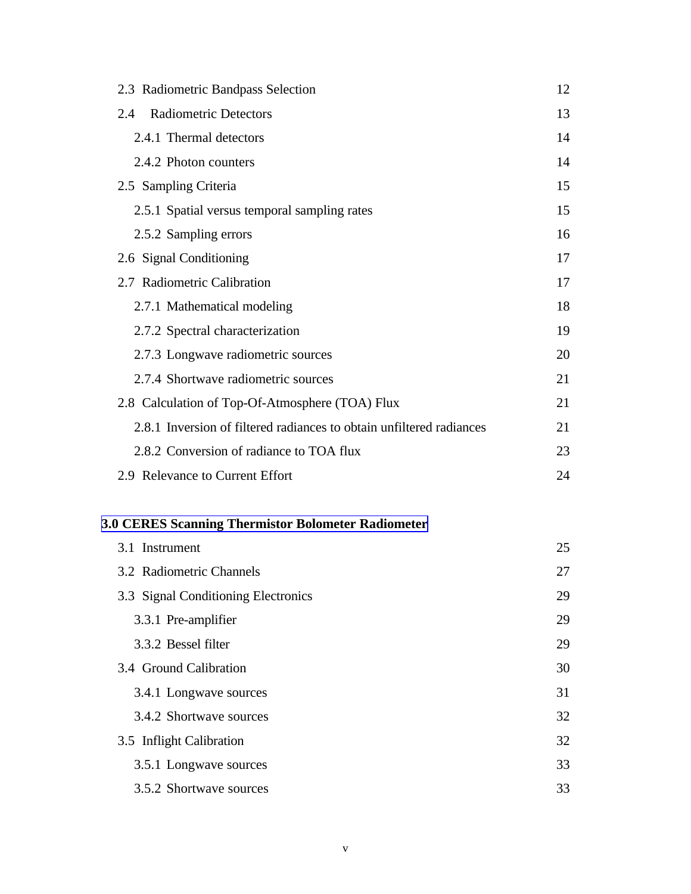| | |
|---|---|
| 2.3 Radiometric Bandpass Selection | 12 |
| 2.4 Radiometric Detectors | 13 |
| &nbsp;&nbsp;&nbsp;&nbsp;2.4.1 Thermal detectors | 14 |
| &nbsp;&nbsp;&nbsp;&nbsp;2.4.2 Photon counters | 14 |
| 2.5 Sampling Criteria | 15 |
| &nbsp;&nbsp;&nbsp;&nbsp;2.5.1 Spatial versus temporal sampling rates | 15 |
| &nbsp;&nbsp;&nbsp;&nbsp;2.5.2 Sampling errors | 16 |
| 2.6 Signal Conditioning | 17 |
| 2.7 Radiometric Calibration | 17 |
| &nbsp;&nbsp;&nbsp;&nbsp;2.7.1 Mathematical modeling | 18 |
| &nbsp;&nbsp;&nbsp;&nbsp;2.7.2 Spectral characterization | 19 |
| &nbsp;&nbsp;&nbsp;&nbsp;2.7.3 Longwave radiometric sources | 20 |
| &nbsp;&nbsp;&nbsp;&nbsp;2.7.4 Shortwave radiometric sources | 21 |
| 2.8 Calculation of Top-Of-Atmosphere (TOA) Flux | 21 |
| &nbsp;&nbsp;&nbsp;&nbsp;2.8.1 Inversion of filtered radiances to obtain unfiltered radiances | 21 |
| &nbsp;&nbsp;&nbsp;&nbsp;2.8.2 Conversion of radiance to TOA flux | 23 |
| 2.9 Relevance to Current Effort | 24 |

**3.0 CERES Scanning Thermistor Bolometer Radiometer**

| | |
|---|---|
| 3.1 Instrument | 25 |
| 3.2 Radiometric Channels | 27 |
| 3.3 Signal Conditioning Electronics | 29 |
| &nbsp;&nbsp;&nbsp;&nbsp;3.3.1 Pre-amplifier | 29 |
| &nbsp;&nbsp;&nbsp;&nbsp;3.3.2 Bessel filter | 29 |
| 3.4 Ground Calibration | 30 |
| &nbsp;&nbsp;&nbsp;&nbsp;3.4.1 Longwave sources | 31 |
| &nbsp;&nbsp;&nbsp;&nbsp;3.4.2 Shortwave sources | 32 |
| 3.5 Inflight Calibration | 32 |
| &nbsp;&nbsp;&nbsp;&nbsp;3.5.1 Longwave sources | 33 |
| &nbsp;&nbsp;&nbsp;&nbsp;3.5.2 Shortwave sources | 33 |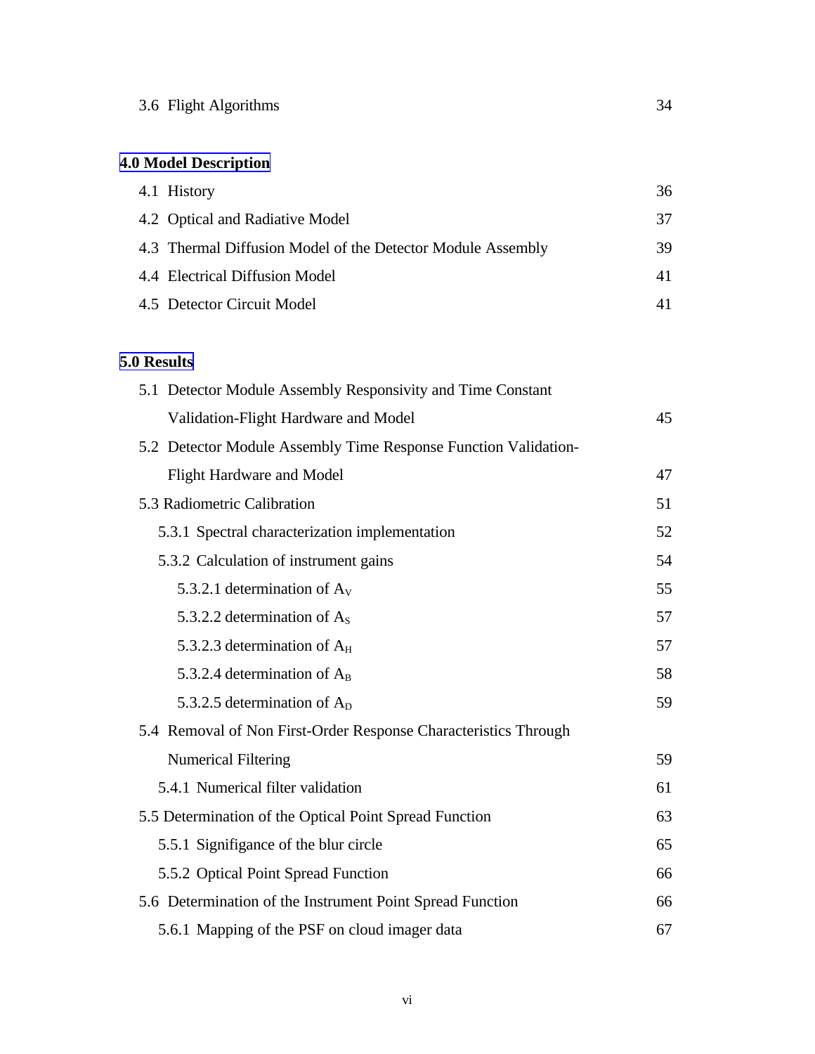3.6 Flight Algorithms 34

**4.0 Model Description**

4.1 History 36

4.2 Optical and Radiative Model 37

4.3 Thermal Diffusion Model of the Detector Module Assembly 39

4.4 Electrical Diffusion Model 41

4.5 Detector Circuit Model 41

**5.0 Results**

5.1 Detector Module Assembly Responsivity and Time Constant Validation-Flight Hardware and Model 45

5.2 Detector Module Assembly Time Response Function Validation-Flight Hardware and Model 47

5.3 Radiometric Calibration 51

5.3.1 Spectral characterization implementation 52

5.3.2 Calculation of instrument gains 54

5.3.2.1 determination of $A_V$ 55

5.3.2.2 determination of $A_S$ 57

5.3.2.3 determination of $A_H$ 57

5.3.2.4 determination of $A_B$ 58

5.3.2.5 determination of $A_D$ 59

5.4 Removal of Non First-Order Response Characteristics Through Numerical Filtering 59

5.4.1 Numerical filter validation 61

5.5 Determination of the Optical Point Spread Function 63

5.5.1 Signifigance of the blur circle 65

5.5.2 Optical Point Spread Function 66

5.6 Determination of the Instrument Point Spread Function 66

5.6.1 Mapping of the PSF on cloud imager data 67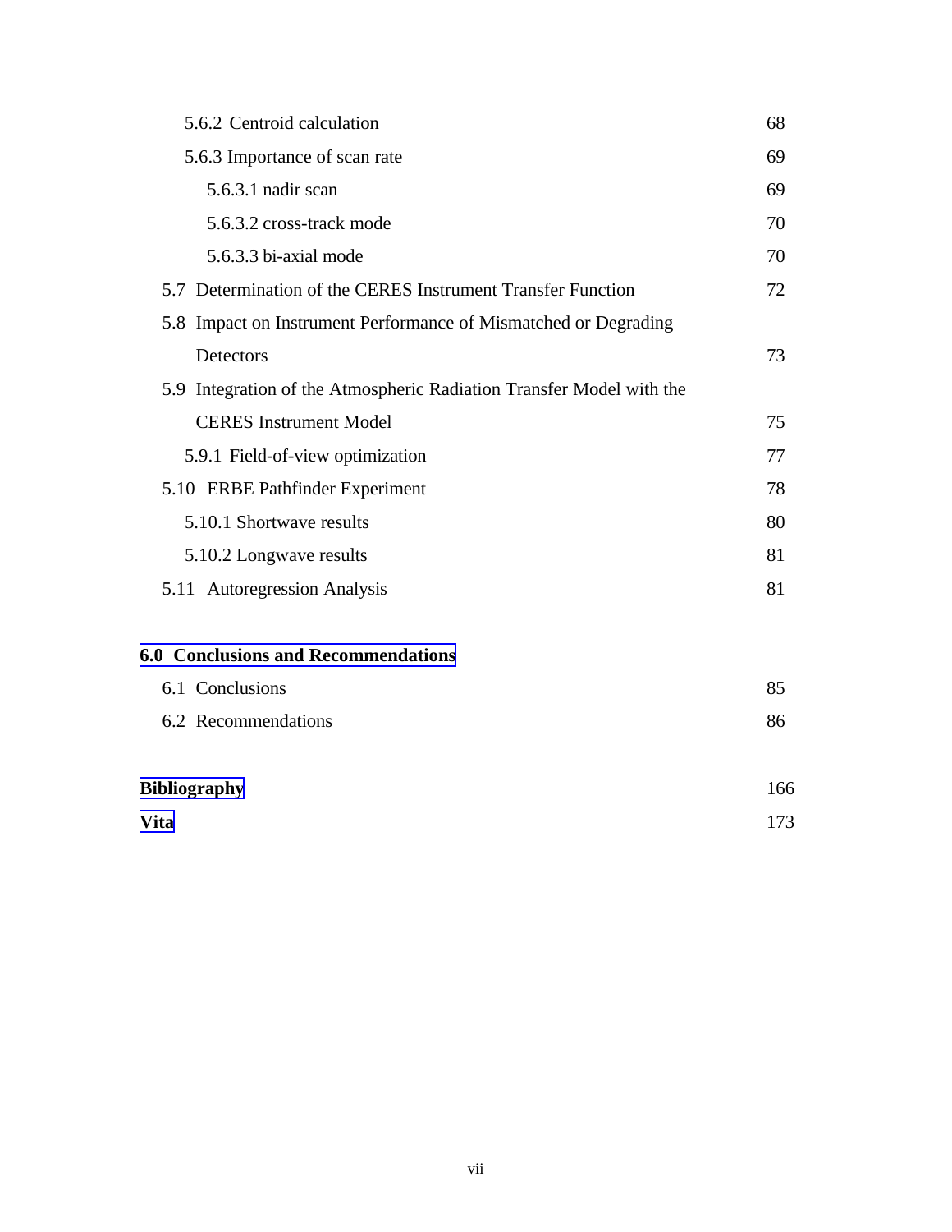| | |
|---|---|
| 5.6.2 Centroid calculation | 68 |
| 5.6.3 Importance of scan rate | 69 |
| 5.6.3.1 nadir scan | 69 |
| 5.6.3.2 cross-track mode | 70 |
| 5.6.3.3 bi-axial mode | 70 |
| 5.7 Determination of the CERES Instrument Transfer Function | 72 |
| 5.8 Impact on Instrument Performance of Mismatched or Degrading Detectors | 73 |
| 5.9 Integration of the Atmospheric Radiation Transfer Model with the CERES Instrument Model | 75 |
| 5.9.1 Field-of-view optimization | 77 |
| 5.10 ERBE Pathfinder Experiment | 78 |
| 5.10.1 Shortwave results | 80 |
| 5.10.2 Longwave results | 81 |
| 5.11 Autoregression Analysis | 81 |
| **6.0 Conclusions and Recommendations** | |
| 6.1 Conclusions | 85 |
| 6.2 Recommendations | 86 |
| **Bibliography** | 166 |
| **Vita** | 173 |